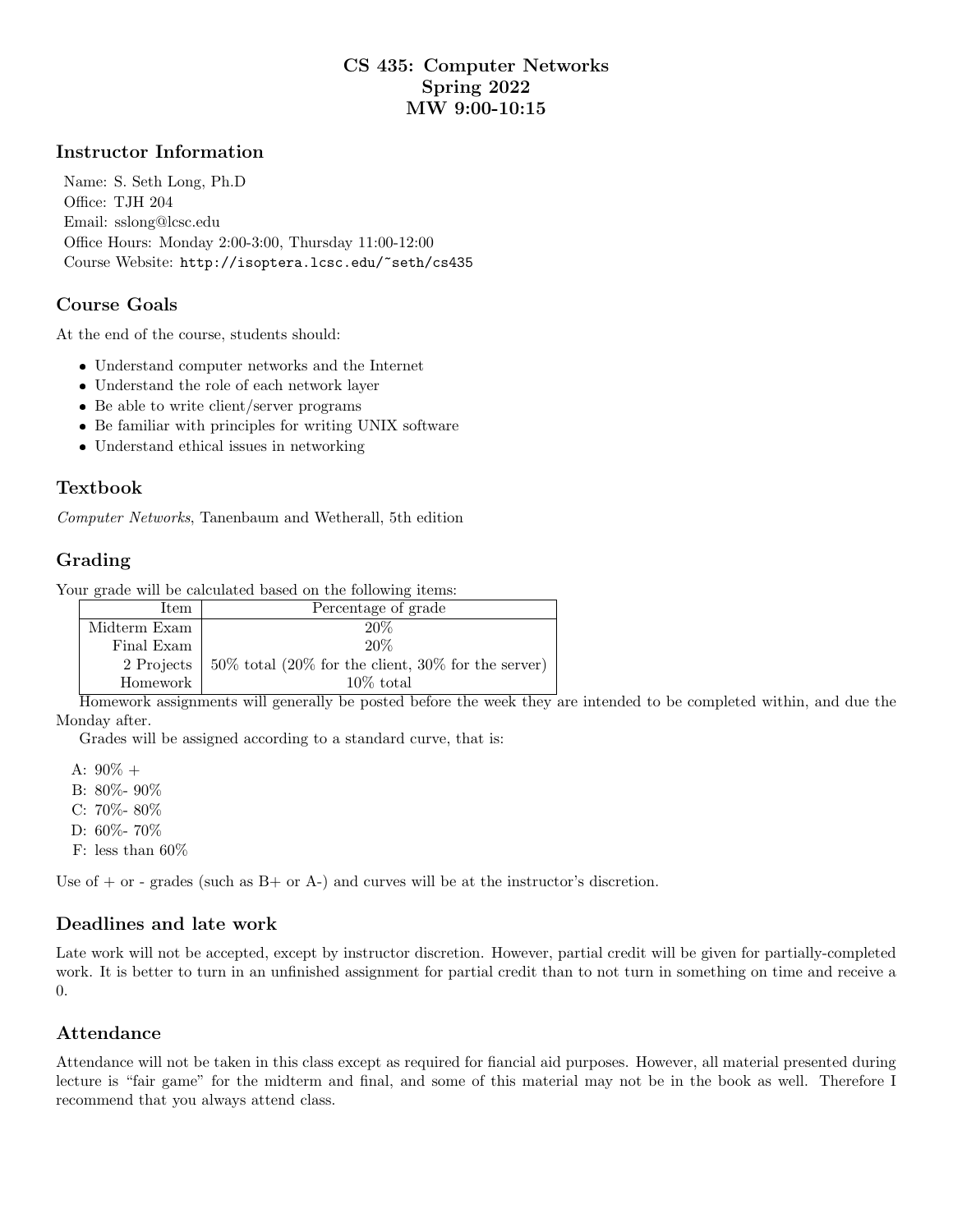# CS 435: Computer Networks
# Spring 2022
# MW 9:00-10:15

## Instructor Information

Name: S. Seth Long, Ph.D
Office: TJH 204
Email: sslong@lcsc.edu
Office Hours: Monday 2:00-3:00, Thursday 11:00-12:00
Course Website: `http://isoptera.lcsc.edu/~seth/cs435`

## Course Goals

At the end of the course, students should:

- Understand computer networks and the Internet
- Understand the role of each network layer
- Be able to write client/server programs
- Be familiar with principles for writing UNIX software
- Understand ethical issues in networking

## Textbook

*Computer Networks*, Tanenbaum and Wetherall, 5th edition

## Grading

Your grade will be calculated based on the following items:

| Item | Percentage of grade |
|---|---|
| Midterm Exam | 20% |
| Final Exam | 20% |
| 2 Projects | 50% total (20% for the client, 30% for the server) |
| Homework | 10% total |

Homework assignments will generally be posted before the week they are intended to be completed within, and due the Monday after.

Grades will be assigned according to a standard curve, that is:

A: 90% +
B: 80%- 90%
C: 70%- 80%
D: 60%- 70%
F: less than 60%

Use of + or - grades (such as B+ or A-) and curves will be at the instructor's discretion.

## Deadlines and late work

Late work will not be accepted, except by instructor discretion. However, partial credit will be given for partially-completed work. It is better to turn in an unfinished assignment for partial credit than to not turn in something on time and receive a 0.

## Attendance

Attendance will not be taken in this class except as required for fiancial aid purposes. However, all material presented during lecture is "fair game" for the midterm and final, and some of this material may not be in the book as well. Therefore I recommend that you always attend class.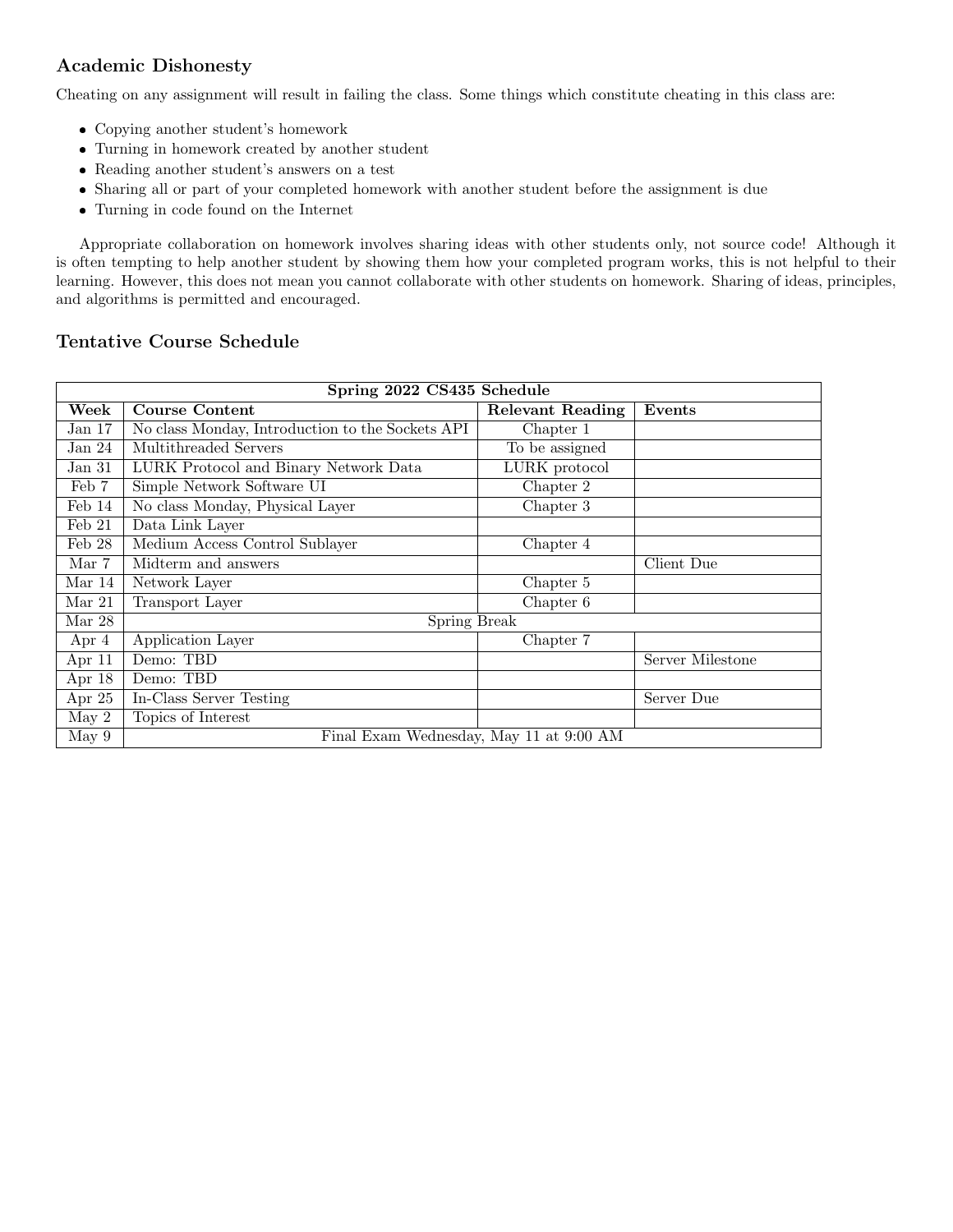### Academic Dishonesty

Cheating on any assignment will result in failing the class. Some things which constitute cheating in this class are:

- Copying another student's homework
- Turning in homework created by another student
- Reading another student's answers on a test
- Sharing all or part of your completed homework with another student before the assignment is due
- Turning in code found on the Internet

Appropriate collaboration on homework involves sharing ideas with other students only, not source code! Although it is often tempting to help another student by showing them how your completed program works, this is not helpful to their learning. However, this does not mean you cannot collaborate with other students on homework. Sharing of ideas, principles, and algorithms is permitted and encouraged.

### Tentative Course Schedule

| Spring 2022 CS435 Schedule | | | |
|---|---|---|---|
| **Week** | **Course Content** | **Relevant Reading** | **Events** |
| Jan 17 | No class Monday, Introduction to the Sockets API | Chapter 1 | |
| Jan 24 | Multithreaded Servers | To be assigned | |
| Jan 31 | LURK Protocol and Binary Network Data | LURK protocol | |
| Feb 7 | Simple Network Software UI | Chapter 2 | |
| Feb 14 | No class Monday, Physical Layer | Chapter 3 | |
| Feb 21 | Data Link Layer | | |
| Feb 28 | Medium Access Control Sublayer | Chapter 4 | |
| Mar 7 | Midterm and answers | | Client Due |
| Mar 14 | Network Layer | Chapter 5 | |
| Mar 21 | Transport Layer | Chapter 6 | |
| Mar 28 | Spring Break | | |
| Apr 4 | Application Layer | Chapter 7 | |
| Apr 11 | Demo: TBD | | Server Milestone |
| Apr 18 | Demo: TBD | | |
| Apr 25 | In-Class Server Testing | | Server Due |
| May 2 | Topics of Interest | | |
| May 9 | Final Exam Wednesday, May 11 at 9:00 AM | | |